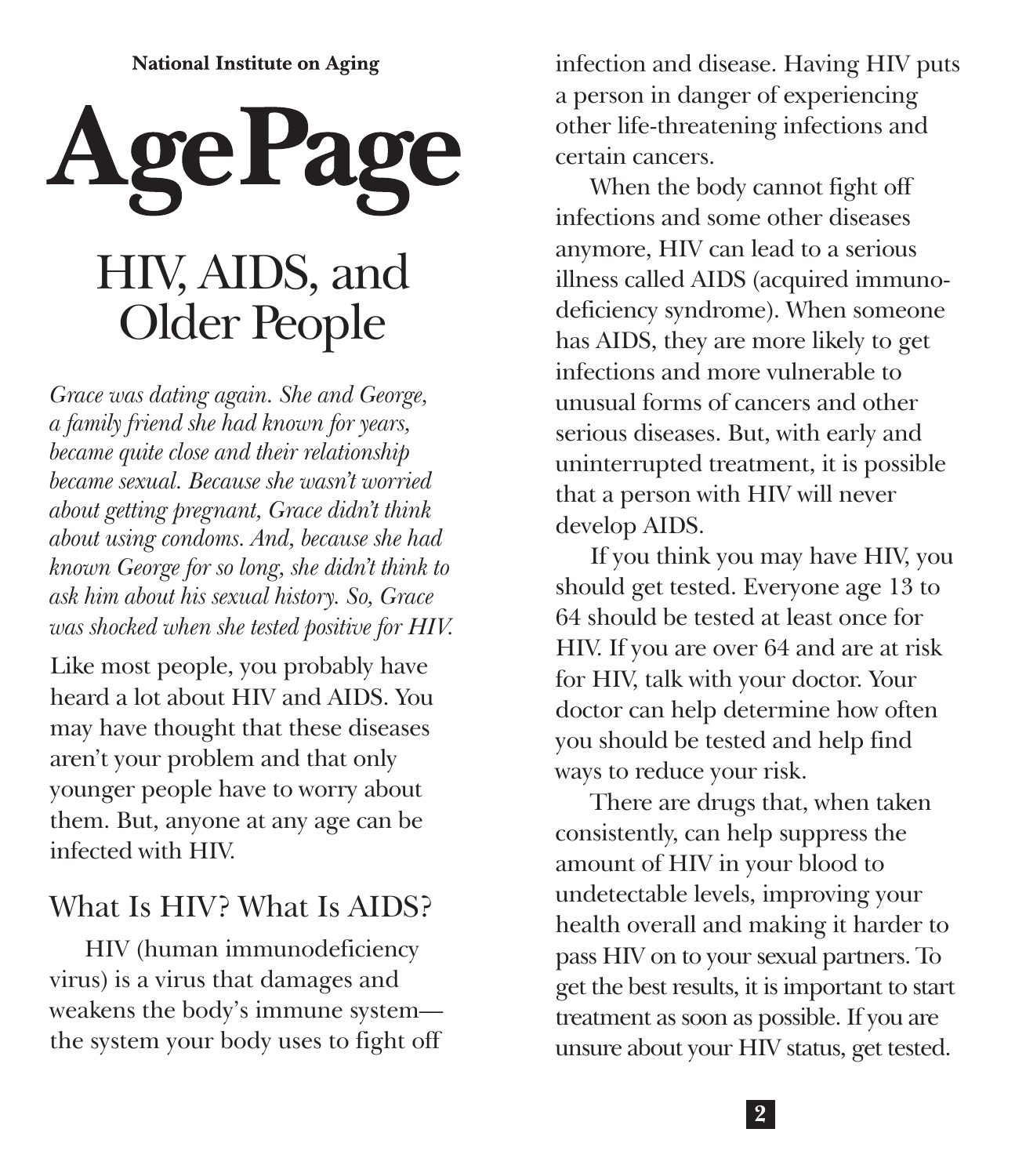**National Institute on Aging**

# AgePage

# HIV, AIDS, and Older People

*Grace was dating again. She and George, a family friend she had known for years, became quite close and their relationship became sexual. Because she wasn't worried about getting pregnant, Grace didn't think about using condoms. And, because she had known George for so long, she didn't think to ask him about his sexual history. So, Grace was shocked when she tested positive for HIV.*

Like most people, you probably have heard a lot about HIV and AIDS. You may have thought that these diseases aren't your problem and that only younger people have to worry about them. But, anyone at any age can be infected with HIV.

## What Is HIV? What Is AIDS?

HIV (human immunodeficiency virus) is a virus that damages and weakens the body's immune system—the system your body uses to fight off infection and disease. Having HIV puts a person in danger of experiencing other life-threatening infections and certain cancers.

When the body cannot fight off infections and some other diseases anymore, HIV can lead to a serious illness called AIDS (acquired immunodeficiency syndrome). When someone has AIDS, they are more likely to get infections and more vulnerable to unusual forms of cancers and other serious diseases. But, with early and uninterrupted treatment, it is possible that a person with HIV will never develop AIDS.

If you think you may have HIV, you should get tested. Everyone age 13 to 64 should be tested at least once for HIV. If you are over 64 and are at risk for HIV, talk with your doctor. Your doctor can help determine how often you should be tested and help find ways to reduce your risk.

There are drugs that, when taken consistently, can help suppress the amount of HIV in your blood to undetectable levels, improving your health overall and making it harder to pass HIV on to your sexual partners. To get the best results, it is important to start treatment as soon as possible. If you are unsure about your HIV status, get tested.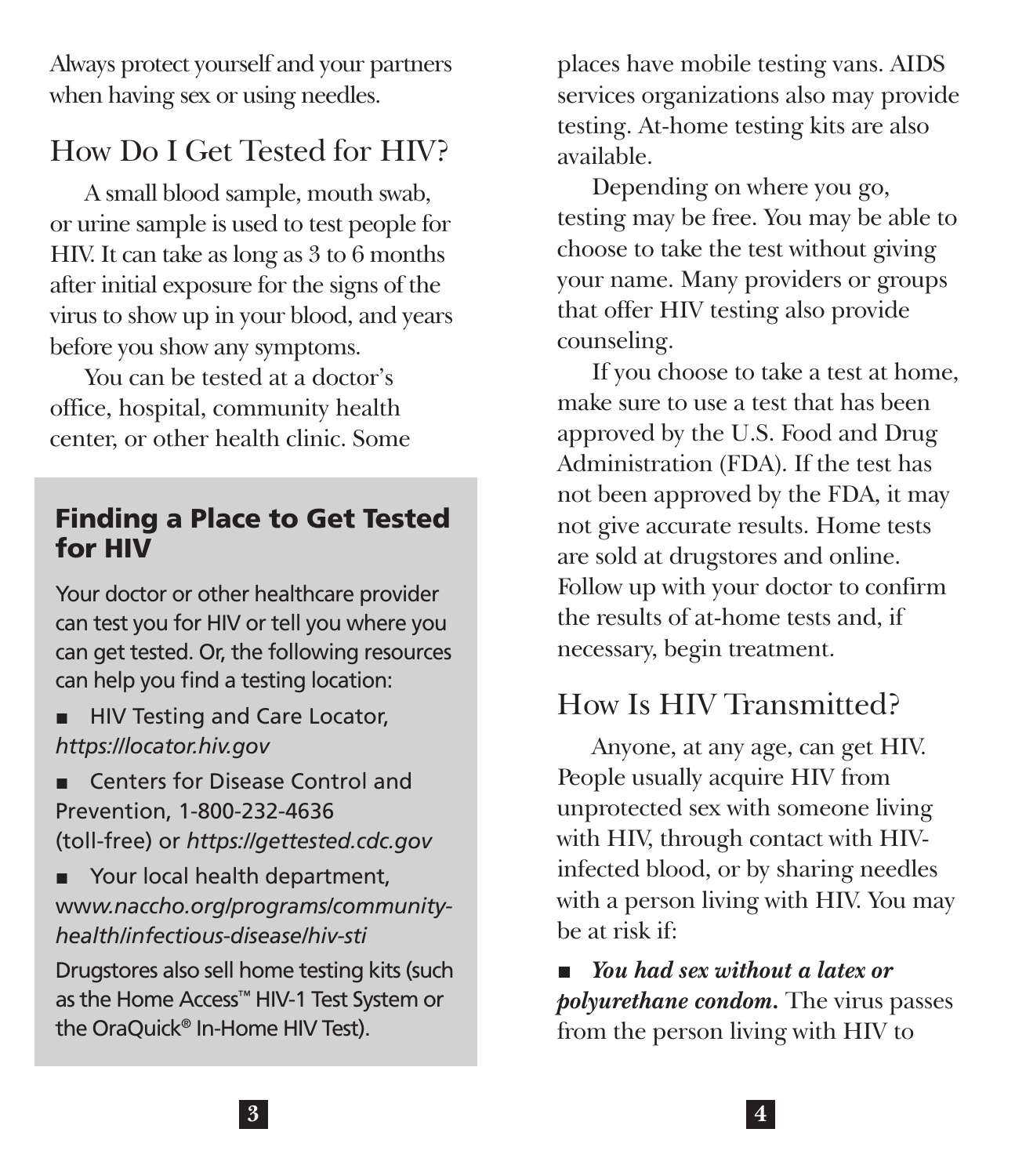Always protect yourself and your partners when having sex or using needles.

## How Do I Get Tested for HIV?

A small blood sample, mouth swab, or urine sample is used to test people for HIV. It can take as long as 3 to 6 months after initial exposure for the signs of the virus to show up in your blood, and years before you show any symptoms.

You can be tested at a doctor's office, hospital, community health center, or other health clinic. Some places have mobile testing vans. AIDS services organizations also may provide testing. At-home testing kits are also available.

Depending on where you go, testing may be free. You may be able to choose to take the test without giving your name. Many providers or groups that offer HIV testing also provide counseling.

If you choose to take a test at home, make sure to use a test that has been approved by the U.S. Food and Drug Administration (FDA). If the test has not been approved by the FDA, it may not give accurate results. Home tests are sold at drugstores and online. Follow up with your doctor to confirm the results of at-home tests and, if necessary, begin treatment.

### Finding a Place to Get Tested for HIV

Your doctor or other healthcare provider can test you for HIV or tell you where you can get tested. Or, the following resources can help you find a testing location:

- HIV Testing and Care Locator, *https://locator.hiv.gov*
- Centers for Disease Control and Prevention, 1-800-232-4636 (toll-free) or *https://gettested.cdc.gov*
- Your local health department, *www.naccho.org/programs/community-health/infectious-disease/hiv-sti*

Drugstores also sell home testing kits (such as the Home Access™ HIV-1 Test System or the OraQuick® In-Home HIV Test).

## How Is HIV Transmitted?

Anyone, at any age, can get HIV. People usually acquire HIV from unprotected sex with someone living with HIV, through contact with HIV-infected blood, or by sharing needles with a person living with HIV. You may be at risk if:

- ***You had sex without a latex or polyurethane condom.*** The virus passes from the person living with HIV to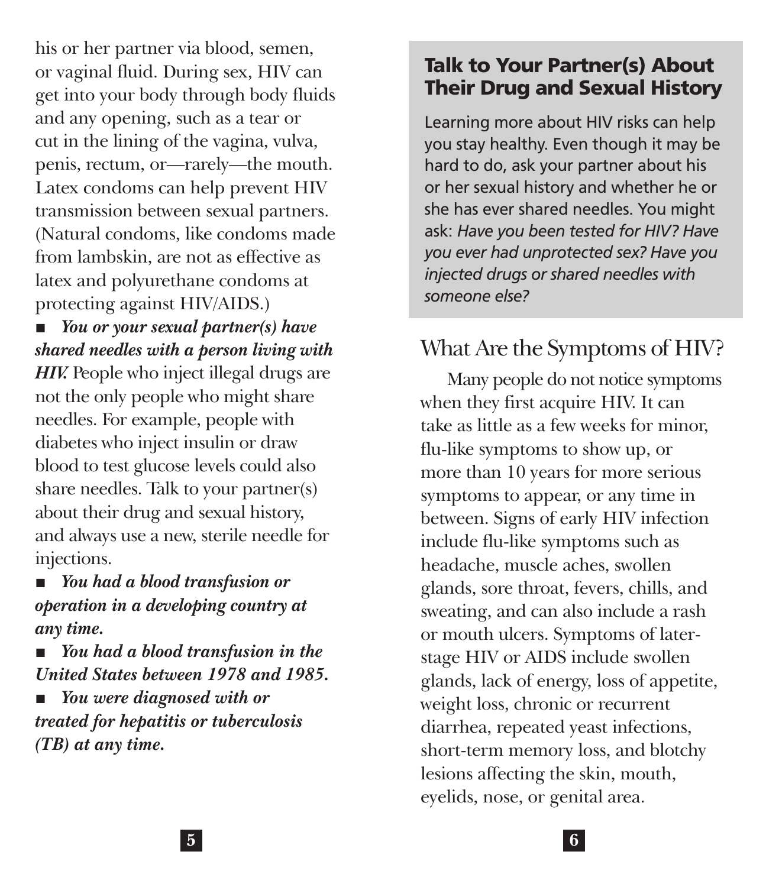his or her partner via blood, semen, or vaginal fluid. During sex, HIV can get into your body through body fluids and any opening, such as a tear or cut in the lining of the vagina, vulva, penis, rectum, or—rarely—the mouth. Latex condoms can help prevent HIV transmission between sexual partners. (Natural condoms, like condoms made from lambskin, are not as effective as latex and polyurethane condoms at protecting against HIV/AIDS.)

- ***You or your sexual partner(s) have shared needles with a person living with HIV.*** People who inject illegal drugs are not the only people who might share needles. For example, people with diabetes who inject insulin or draw blood to test glucose levels could also share needles. Talk to your partner(s) about their drug and sexual history, and always use a new, sterile needle for injections.
- ***You had a blood transfusion or operation in a developing country at any time.***
- ***You had a blood transfusion in the United States between 1978 and 1985.***
- ***You were diagnosed with or treated for hepatitis or tuberculosis (TB) at any time.***

### Talk to Your Partner(s) About Their Drug and Sexual History

Learning more about HIV risks can help you stay healthy. Even though it may be hard to do, ask your partner about his or her sexual history and whether he or she has ever shared needles. You might ask: *Have you been tested for HIV? Have you ever had unprotected sex? Have you injected drugs or shared needles with someone else?*

## What Are the Symptoms of HIV?

Many people do not notice symptoms when they first acquire HIV. It can take as little as a few weeks for minor, flu-like symptoms to show up, or more than 10 years for more serious symptoms to appear, or any time in between. Signs of early HIV infection include flu-like symptoms such as headache, muscle aches, swollen glands, sore throat, fevers, chills, and sweating, and can also include a rash or mouth ulcers. Symptoms of later-stage HIV or AIDS include swollen glands, lack of energy, loss of appetite, weight loss, chronic or recurrent diarrhea, repeated yeast infections, short-term memory loss, and blotchy lesions affecting the skin, mouth, eyelids, nose, or genital area.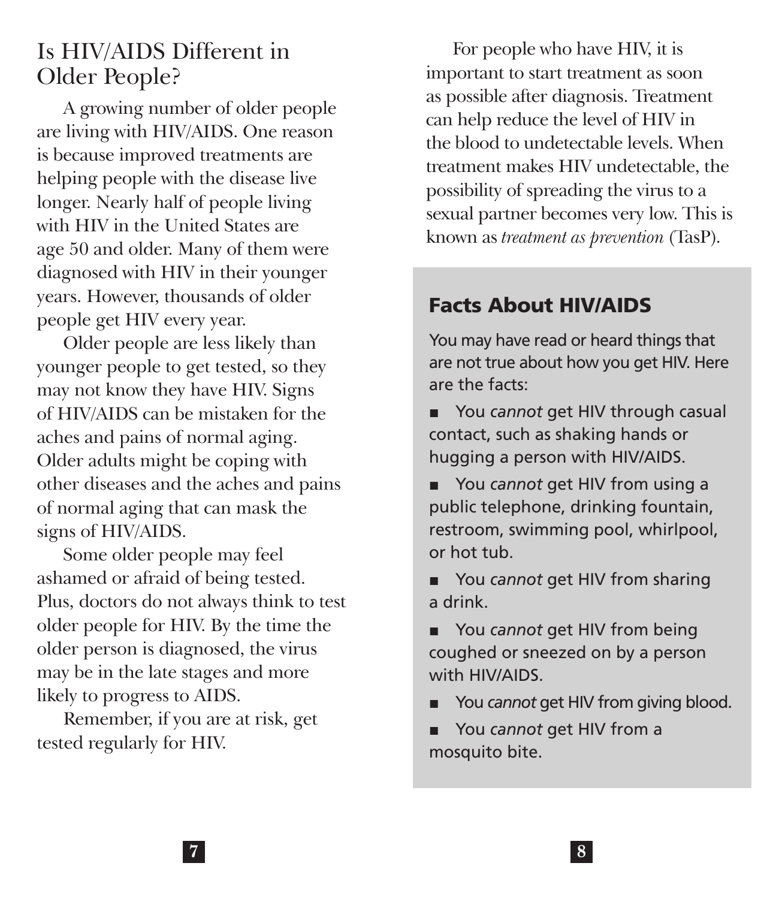## Is HIV/AIDS Different in Older People?

A growing number of older people are living with HIV/AIDS. One reason is because improved treatments are helping people with the disease live longer. Nearly half of people living with HIV in the United States are age 50 and older. Many of them were diagnosed with HIV in their younger years. However, thousands of older people get HIV every year.

Older people are less likely than younger people to get tested, so they may not know they have HIV. Signs of HIV/AIDS can be mistaken for the aches and pains of normal aging. Older adults might be coping with other diseases and the aches and pains of normal aging that can mask the signs of HIV/AIDS.

Some older people may feel ashamed or afraid of being tested. Plus, doctors do not always think to test older people for HIV. By the time the older person is diagnosed, the virus may be in the late stages and more likely to progress to AIDS.

Remember, if you are at risk, get tested regularly for HIV.

For people who have HIV, it is important to start treatment as soon as possible after diagnosis. Treatment can help reduce the level of HIV in the blood to undetectable levels. When treatment makes HIV undetectable, the possibility of spreading the virus to a sexual partner becomes very low. This is known as *treatment as prevention* (TasP).

### Facts About HIV/AIDS

You may have read or heard things that are not true about how you get HIV. Here are the facts:

- You *cannot* get HIV through casual contact, such as shaking hands or hugging a person with HIV/AIDS.
- You *cannot* get HIV from using a public telephone, drinking fountain, restroom, swimming pool, whirlpool, or hot tub.
- You *cannot* get HIV from sharing a drink.
- You *cannot* get HIV from being coughed or sneezed on by a person with HIV/AIDS.
- You *cannot* get HIV from giving blood.
- You *cannot* get HIV from a mosquito bite.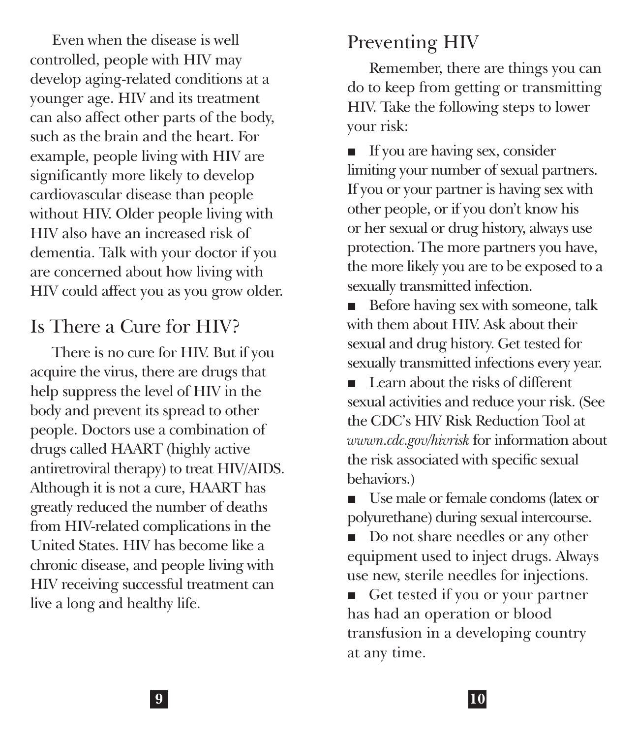Even when the disease is well controlled, people with HIV may develop aging-related conditions at a younger age. HIV and its treatment can also affect other parts of the body, such as the brain and the heart. For example, people living with HIV are significantly more likely to develop cardiovascular disease than people without HIV. Older people living with HIV also have an increased risk of dementia. Talk with your doctor if you are concerned about how living with HIV could affect you as you grow older.

## Is There a Cure for HIV?

There is no cure for HIV. But if you acquire the virus, there are drugs that help suppress the level of HIV in the body and prevent its spread to other people. Doctors use a combination of drugs called HAART (highly active antiretroviral therapy) to treat HIV/AIDS. Although it is not a cure, HAART has greatly reduced the number of deaths from HIV-related complications in the United States. HIV has become like a chronic disease, and people living with HIV receiving successful treatment can live a long and healthy life.

## Preventing HIV

Remember, there are things you can do to keep from getting or transmitting HIV. Take the following steps to lower your risk:

- If you are having sex, consider limiting your number of sexual partners. If you or your partner is having sex with other people, or if you don't know his or her sexual or drug history, always use protection. The more partners you have, the more likely you are to be exposed to a sexually transmitted infection.
- Before having sex with someone, talk with them about HIV. Ask about their sexual and drug history. Get tested for sexually transmitted infections every year.
- Learn about the risks of different sexual activities and reduce your risk. (See the CDC's HIV Risk Reduction Tool at *wwwn.cdc.gov/hivrisk* for information about the risk associated with specific sexual behaviors.)
- Use male or female condoms (latex or polyurethane) during sexual intercourse.
- Do not share needles or any other equipment used to inject drugs. Always use new, sterile needles for injections.
- Get tested if you or your partner has had an operation or blood transfusion in a developing country at any time.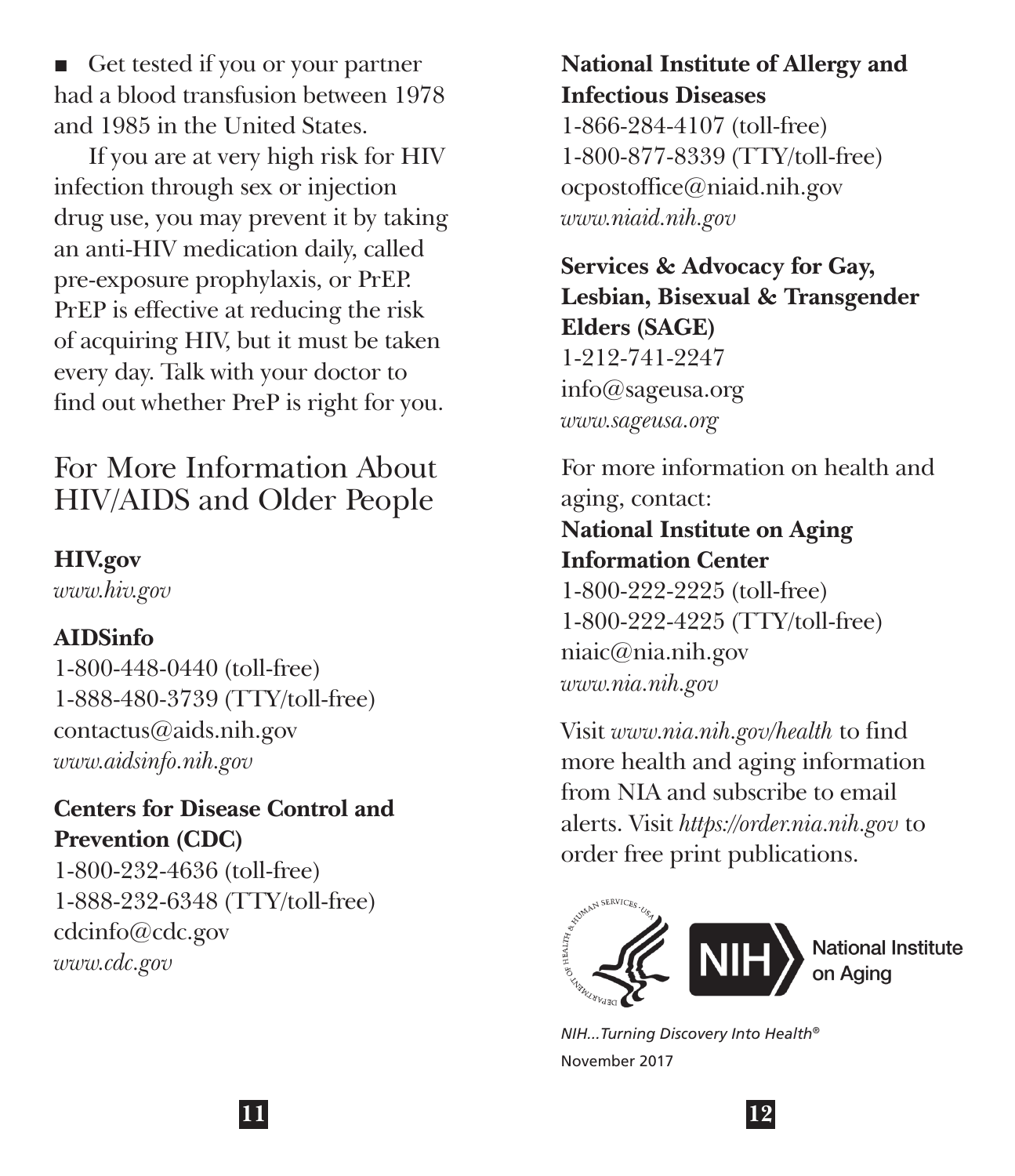■ Get tested if you or your partner had a blood transfusion between 1978 and 1985 in the United States.

If you are at very high risk for HIV infection through sex or injection drug use, you may prevent it by taking an anti-HIV medication daily, called pre-exposure prophylaxis, or PrEP. PrEP is effective at reducing the risk of acquiring HIV, but it must be taken every day. Talk with your doctor to find out whether PreP is right for you.

## For More Information About HIV/AIDS and Older People

**HIV.gov**
*www.hiv.gov*

**AIDSinfo**
1-800-448-0440 (toll-free)
1-888-480-3739 (TTY/toll-free)
contactus@aids.nih.gov
*www.aidsinfo.nih.gov*

**Centers for Disease Control and Prevention (CDC)**
1-800-232-4636 (toll-free)
1-888-232-6348 (TTY/toll-free)
cdcinfo@cdc.gov
*www.cdc.gov*

**National Institute of Allergy and Infectious Diseases**
1-866-284-4107 (toll-free)
1-800-877-8339 (TTY/toll-free)
ocpostoffice@niaid.nih.gov
*www.niaid.nih.gov*

**Services & Advocacy for Gay, Lesbian, Bisexual & Transgender Elders (SAGE)**
1-212-741-2247
info@sageusa.org
*www.sageusa.org*

For more information on health and aging, contact:

**National Institute on Aging Information Center**
1-800-222-2225 (toll-free)
1-800-222-4225 (TTY/toll-free)
niaic@nia.nih.gov
*www.nia.nih.gov*

Visit *www.nia.nih.gov/health* to find more health and aging information from NIA and subscribe to email alerts. Visit *https://order.nia.nih.gov* to order free print publications.

National Institute on Aging

*NIH...Turning Discovery Into Health®*

November 2017